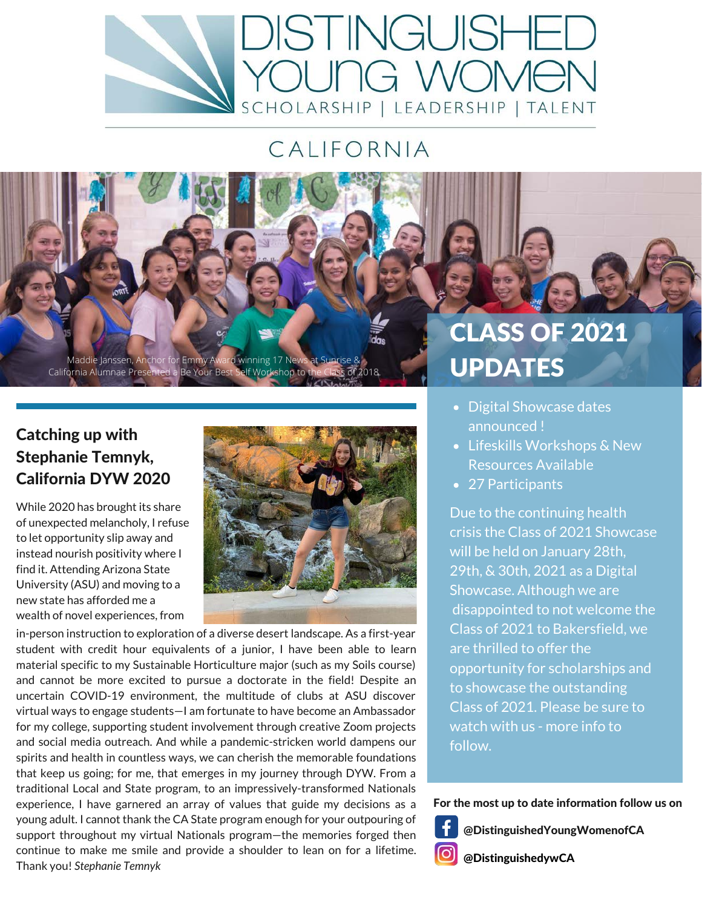# DISTINGUISHED YOUNG WOMEN

SCHOLARSHIP | LEADERSHIP | TALENT

## CALIFORNIA

Maddie Janssen, Anchor for Emmy Award winning 17 News at Sunrise & California Alumnae Presented a Be Your Best Self Workshop to the Class of 2018.

## CLASS OF 2021 UPDATES

- Digital Showcase dates announced !
- Lifeskills Workshops & New Resources Available
- 27 Participants

Due to the continuing health crisis the Class of 2021 Showcase will be held on January 28th, 29th, & 30th, 2021 as a Digital Showcase. Although we are disappointed to not welcome the Class of 2021 to Bakersfield, we are thrilled to offer the opportunity for scholarships and to showcase the outstanding Class of 2021. Please be sure to watch with us - more info to follow.

**For the most up to date information follow us on**

**@DistinguishedYoungWomenofCA**

**@DistinguishedywCA**

### Catching up with Stephanie Temnyk, California DYW 2020

While 2020 has brought its share of unexpected melancholy, I refuse to let opportunity slip away and instead nourish positivity where I find it. Attending Arizona State University (ASU) and moving to a new state has afforded me a wealth of novel experiences, from in-person instruction to exploration of a diverse desert landscape. As a first-year student with credit hour equivalents of a junior, I have been able to learn material specific to my Sustainable Horticulture major (such as my Soils course) and cannot be more excited to pursue a doctorate in the field! Despite an uncertain COVID-19 environment, the multitude of clubs at ASU discover virtual ways to engage students—I am fortunate to have become an Ambassador for my college, supporting student involvement through creative Zoom projects and social media outreach. And while a pandemic-stricken world dampens our spirits and health in countless ways, we can cherish the memorable foundations that keep us going; for me, that emerges in my journey through DYW. From a traditional Local and State program, to an impressively-transformed Nationals experience, I have garnered an array of values that guide my decisions as a young adult. I cannot thank the CA State program enough for your outpouring of support throughout my virtual Nationals program—the memories forged then continue to make me smile and provide a shoulder to lean on for a lifetime. Thank you! *Stephanie Temnyk*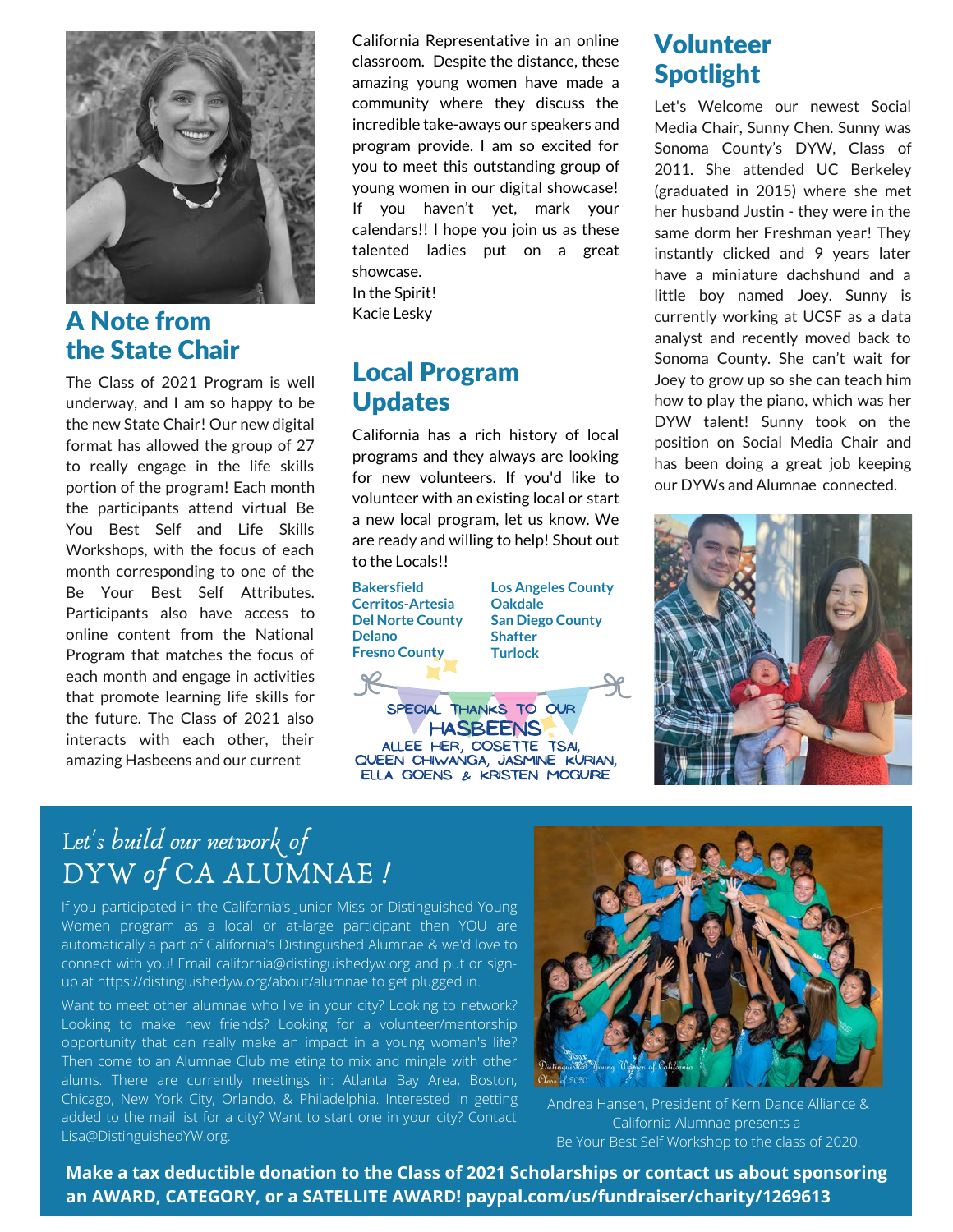## A Note from the State Chair

The Class of 2021 Program is well underway, and I am so happy to be the new State Chair! Our new digital format has allowed the group of 27 to really engage in the life skills portion of the program! Each month the participants attend virtual Be You Best Self and Life Skills Workshops, with the focus of each month corresponding to one of the Be Your Best Self Attributes. Participants also have access to online content from the National Program that matches the focus of each month and engage in activities that promote learning life skills for the future. The Class of 2021 also interacts with each other, their amazing Hasbeens and our current California Representative in an online classroom. Despite the distance, these amazing young women have made a community where they discuss the incredible take-aways our speakers and program provide. I am so excited for you to meet this outstanding group of young women in our digital showcase! If you haven't yet, mark your calendars!! I hope you join us as these talented ladies put on a great showcase.

In the Spirit!
Kacie Lesky

## Local Program Updates

California has a rich history of local programs and they always are looking for new volunteers. If you'd like to volunteer with an existing local or start a new local program, let us know. We are ready and willing to help! Shout out to the Locals!!

- Bakersfield
- Cerritos-Artesia
- Del Norte County
- Delano
- Fresno County
- Los Angeles County
- Oakdale
- San Diego County
- Shafter
- Turlock

SPECIAL THANKS TO OUR HASBEENS
ALLEE HER, COSETTE TSAI, QUEEN CHIWANGA, JASMINE KURIAN, ELLA GOENS & KRISTEN MCGUIRE

## Volunteer Spotlight

Let's Welcome our newest Social Media Chair, Sunny Chen. Sunny was Sonoma County's DYW, Class of 2011. She attended UC Berkeley (graduated in 2015) where she met her husband Justin - they were in the same dorm her Freshman year! They instantly clicked and 9 years later have a miniature dachshund and a little boy named Joey. Sunny is currently working at UCSF as a data analyst and recently moved back to Sonoma County. She can't wait for Joey to grow up so she can teach him how to play the piano, which was her DYW talent! Sunny took on the position on Social Media Chair and has been doing a great job keeping our DYWs and Alumnae connected.

## *Let's build our network of* DYW *of* CA ALUMNAE !

If you participated in the California's Junior Miss or Distinguished Young Women program as a local or at-large participant then YOU are automatically a part of California's Distinguished Alumnae & we'd love to connect with you! Email california@distinguishedyw.org and put or sign-up at https://distinguishedyw.org/about/alumnae to get plugged in.

Want to meet other alumnae who live in your city? Looking to network? Looking to make new friends? Looking for a volunteer/mentorship opportunity that can really make an impact in a young woman's life? Then come to an Alumnae Club me eting to mix and mingle with other alums. There are currently meetings in: Atlanta Bay Area, Boston, Chicago, New York City, Orlando, & Philadelphia. Interested in getting added to the mail list for a city? Want to start one in your city? Contact Lisa@DistinguishedYW.org.

Andrea Hansen, President of Kern Dance Alliance & California Alumnae presents a Be Your Best Self Workshop to the class of 2020.

**Make a tax deductible donation to the Class of 2021 Scholarships or contact us about sponsoring an AWARD, CATEGORY, or a SATELLITE AWARD! paypal.com/us/fundraiser/charity/1269613**